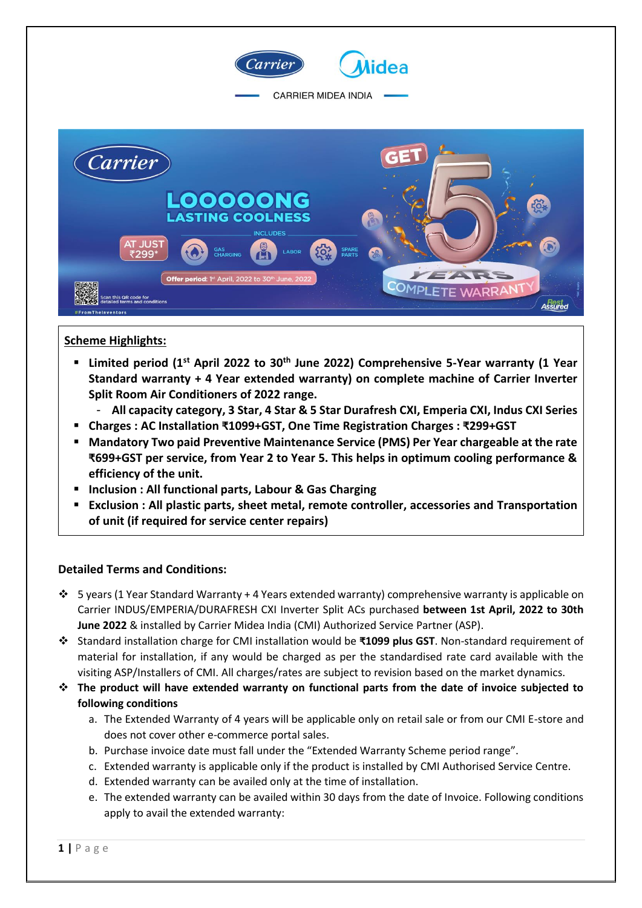CARRIER MIDEA INDIA

Carrier

LOOOOOONG LASTING COOLNESS

AT JUST ₹299*

INCLUDES GAS CHARGING | LABOR | SPARE PARTS

Offer period: 1st April, 2022 to 30th June, 2022

Scan this QR code for detailed terms and conditions

#FromTheInventors

GET 5 YEARS COMPLETE WARRANTY

Rest Assured

**Scheme Highlights:**

- **Limited period (1st April 2022 to 30th June 2022) Comprehensive 5-Year warranty (1 Year Standard warranty + 4 Year extended warranty) on complete machine of Carrier Inverter Split Room Air Conditioners of 2022 range.**
  - **All capacity category, 3 Star, 4 Star & 5 Star Durafresh CXI, Emperia CXI, Indus CXI Series**
- **Charges : AC Installation ₹1099+GST, One Time Registration Charges : ₹299+GST**
- **Mandatory Two paid Preventive Maintenance Service (PMS) Per Year chargeable at the rate ₹699+GST per service, from Year 2 to Year 5. This helps in optimum cooling performance & efficiency of the unit.**
- **Inclusion : All functional parts, Labour & Gas Charging**
- **Exclusion : All plastic parts, sheet metal, remote controller, accessories and Transportation of unit (if required for service center repairs)**

**Detailed Terms and Conditions:**

- 5 years (1 Year Standard Warranty + 4 Years extended warranty) comprehensive warranty is applicable on Carrier INDUS/EMPERIA/DURAFRESH CXI Inverter Split ACs purchased **between 1st April, 2022 to 30th June 2022** & installed by Carrier Midea India (CMI) Authorized Service Partner (ASP).
- Standard installation charge for CMI installation would be **₹1099 plus GST**. Non-standard requirement of material for installation, if any would be charged as per the standardised rate card available with the visiting ASP/Installers of CMI. All charges/rates are subject to revision based on the market dynamics.
- **The product will have extended warranty on functional parts from the date of invoice subjected to following conditions**
  a. The Extended Warranty of 4 years will be applicable only on retail sale or from our CMI E-store and does not cover other e-commerce portal sales.
  b. Purchase invoice date must fall under the "Extended Warranty Scheme period range".
  c. Extended warranty is applicable only if the product is installed by CMI Authorised Service Centre.
  d. Extended warranty can be availed only at the time of installation.
  e. The extended warranty can be availed within 30 days from the date of Invoice. Following conditions apply to avail the extended warranty: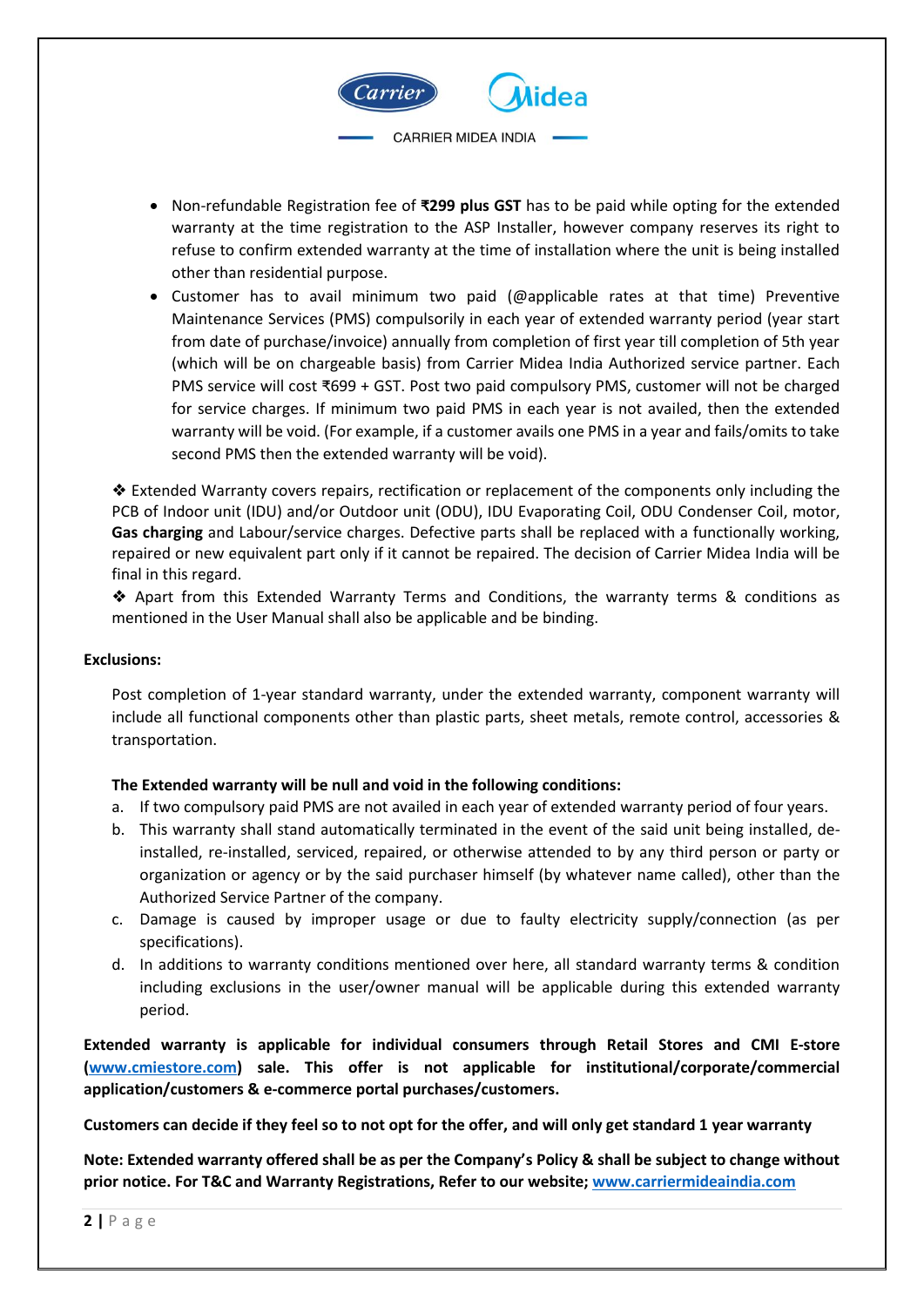- Non-refundable Registration fee of **₹299 plus GST** has to be paid while opting for the extended warranty at the time registration to the ASP Installer, however company reserves its right to refuse to confirm extended warranty at the time of installation where the unit is being installed other than residential purpose.
- Customer has to avail minimum two paid (@applicable rates at that time) Preventive Maintenance Services (PMS) compulsorily in each year of extended warranty period (year start from date of purchase/invoice) annually from completion of first year till completion of 5th year (which will be on chargeable basis) from Carrier Midea India Authorized service partner. Each PMS service will cost ₹699 + GST. Post two paid compulsory PMS, customer will not be charged for service charges. If minimum two paid PMS in each year is not availed, then the extended warranty will be void. (For example, if a customer avails one PMS in a year and fails/omits to take second PMS then the extended warranty will be void).

❖ Extended Warranty covers repairs, rectification or replacement of the components only including the PCB of Indoor unit (IDU) and/or Outdoor unit (ODU), IDU Evaporating Coil, ODU Condenser Coil, motor, **Gas charging** and Labour/service charges. Defective parts shall be replaced with a functionally working, repaired or new equivalent part only if it cannot be repaired. The decision of Carrier Midea India will be final in this regard.

❖ Apart from this Extended Warranty Terms and Conditions, the warranty terms & conditions as mentioned in the User Manual shall also be applicable and be binding.

**Exclusions:**

Post completion of 1-year standard warranty, under the extended warranty, component warranty will include all functional components other than plastic parts, sheet metals, remote control, accessories & transportation.

**The Extended warranty will be null and void in the following conditions:**

a. If two compulsory paid PMS are not availed in each year of extended warranty period of four years.
b. This warranty shall stand automatically terminated in the event of the said unit being installed, de-installed, re-installed, serviced, repaired, or otherwise attended to by any third person or party or organization or agency or by the said purchaser himself (by whatever name called), other than the Authorized Service Partner of the company.
c. Damage is caused by improper usage or due to faulty electricity supply/connection (as per specifications).
d. In additions to warranty conditions mentioned over here, all standard warranty terms & condition including exclusions in the user/owner manual will be applicable during this extended warranty period.

**Extended warranty is applicable for individual consumers through Retail Stores and CMI E-store (www.cmiestore.com) sale. This offer is not applicable for institutional/corporate/commercial application/customers & e-commerce portal purchases/customers.**

**Customers can decide if they feel so to not opt for the offer, and will only get standard 1 year warranty**

**Note: Extended warranty offered shall be as per the Company's Policy & shall be subject to change without prior notice. For T&C and Warranty Registrations, Refer to our website; www.carriermideaindia.com**